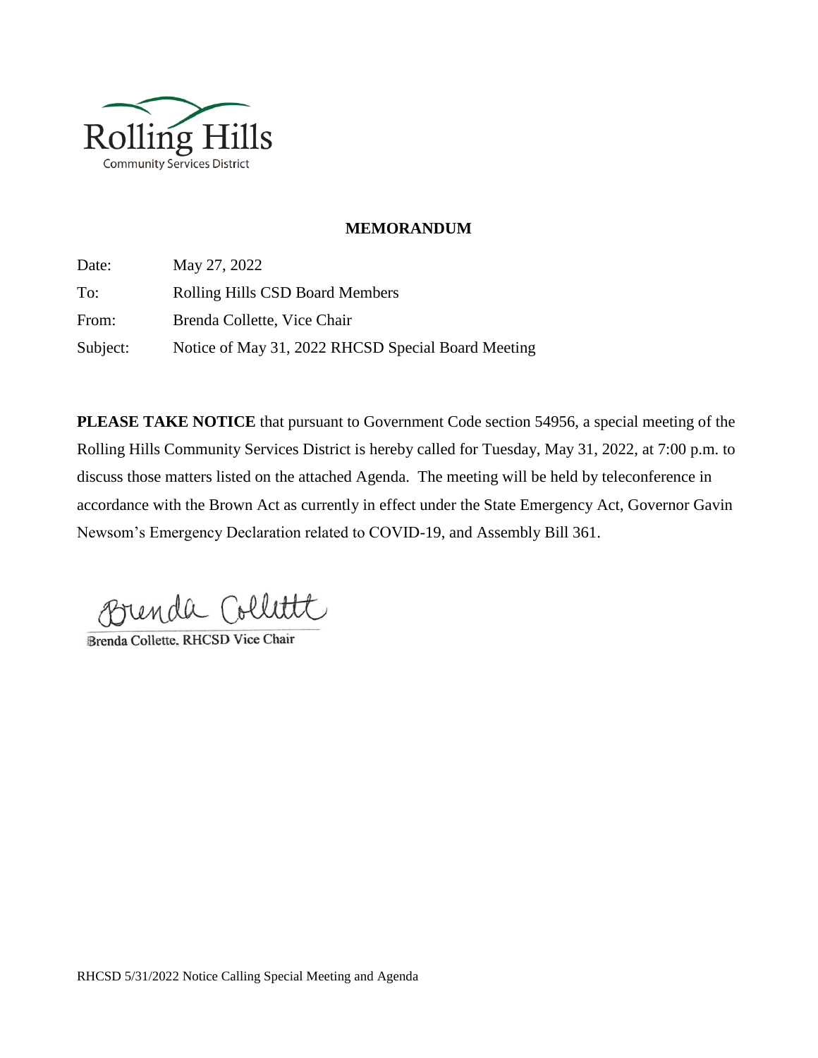Rolling Hills
Community Services District

# MEMORANDUM

Date: May 27, 2022

To: Rolling Hills CSD Board Members

From: Brenda Collette, Vice Chair

Subject: Notice of May 31, 2022 RHCSD Special Board Meeting

**PLEASE TAKE NOTICE** that pursuant to Government Code section 54956, a special meeting of the Rolling Hills Community Services District is hereby called for Tuesday, May 31, 2022, at 7:00 p.m. to discuss those matters listed on the attached Agenda. The meeting will be held by teleconference in accordance with the Brown Act as currently in effect under the State Emergency Act, Governor Gavin Newsom's Emergency Declaration related to COVID-19, and Assembly Bill 361.

Brenda Collette

Brenda Collette, RHCSD Vice Chair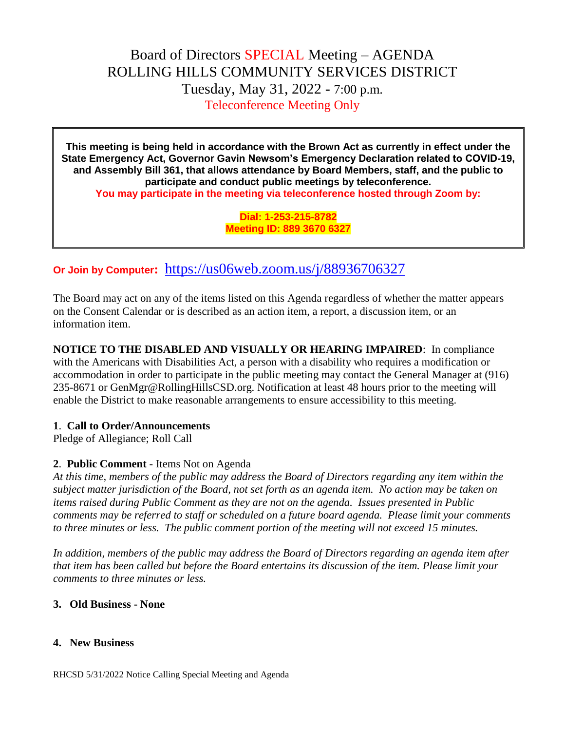# Board of Directors SPECIAL Meeting – AGENDA
# ROLLING HILLS COMMUNITY SERVICES DISTRICT
## Tuesday, May 31, 2022 - 7:00 p.m.
## Teleconference Meeting Only

**This meeting is being held in accordance with the Brown Act as currently in effect under the State Emergency Act, Governor Gavin Newsom's Emergency Declaration related to COVID-19, and Assembly Bill 361, that allows attendance by Board Members, staff, and the public to participate and conduct public meetings by teleconference.**

**You may participate in the meeting via teleconference hosted through Zoom by:**

**Dial: 1-253-215-8782**
**Meeting ID: 889 3670 6327**

**Or Join by Computer:** https://us06web.zoom.us/j/88936706327

The Board may act on any of the items listed on this Agenda regardless of whether the matter appears on the Consent Calendar or is described as an action item, a report, a discussion item, or an information item.

**NOTICE TO THE DISABLED AND VISUALLY OR HEARING IMPAIRED**: In compliance with the Americans with Disabilities Act, a person with a disability who requires a modification or accommodation in order to participate in the public meeting may contact the General Manager at (916) 235-8671 or GenMgr@RollingHillsCSD.org. Notification at least 48 hours prior to the meeting will enable the District to make reasonable arrangements to ensure accessibility to this meeting.

**1**. **Call to Order/Announcements**
Pledge of Allegiance; Roll Call

**2**. **Public Comment** - Items Not on Agenda
*At this time, members of the public may address the Board of Directors regarding any item within the subject matter jurisdiction of the Board, not set forth as an agenda item. No action may be taken on items raised during Public Comment as they are not on the agenda. Issues presented in Public comments may be referred to staff or scheduled on a future board agenda. Please limit your comments to three minutes or less. The public comment portion of the meeting will not exceed 15 minutes.*

*In addition, members of the public may address the Board of Directors regarding an agenda item after that item has been called but before the Board entertains its discussion of the item. Please limit your comments to three minutes or less.*

**3. Old Business - None**

**4. New Business**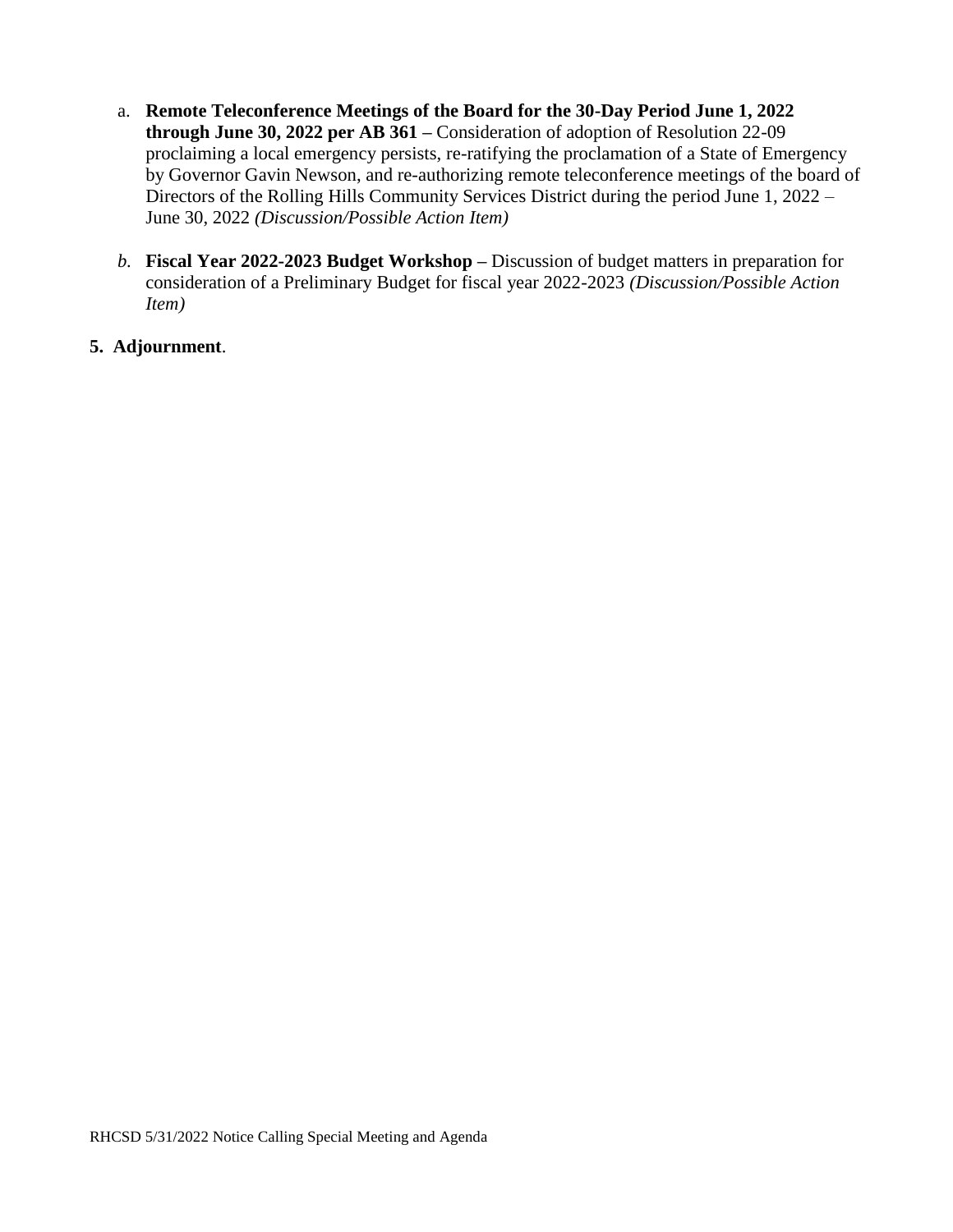a. **Remote Teleconference Meetings of the Board for the 30-Day Period June 1, 2022 through June 30, 2022 per AB 361 –** Consideration of adoption of Resolution 22-09 proclaiming a local emergency persists, re-ratifying the proclamation of a State of Emergency by Governor Gavin Newson, and re-authorizing remote teleconference meetings of the board of Directors of the Rolling Hills Community Services District during the period June 1, 2022 – June 30, 2022 *(Discussion/Possible Action Item)*

*b.* **Fiscal Year 2022-2023 Budget Workshop –** Discussion of budget matters in preparation for consideration of a Preliminary Budget for fiscal year 2022-2023 *(Discussion/Possible Action Item)*

**5. Adjournment**.